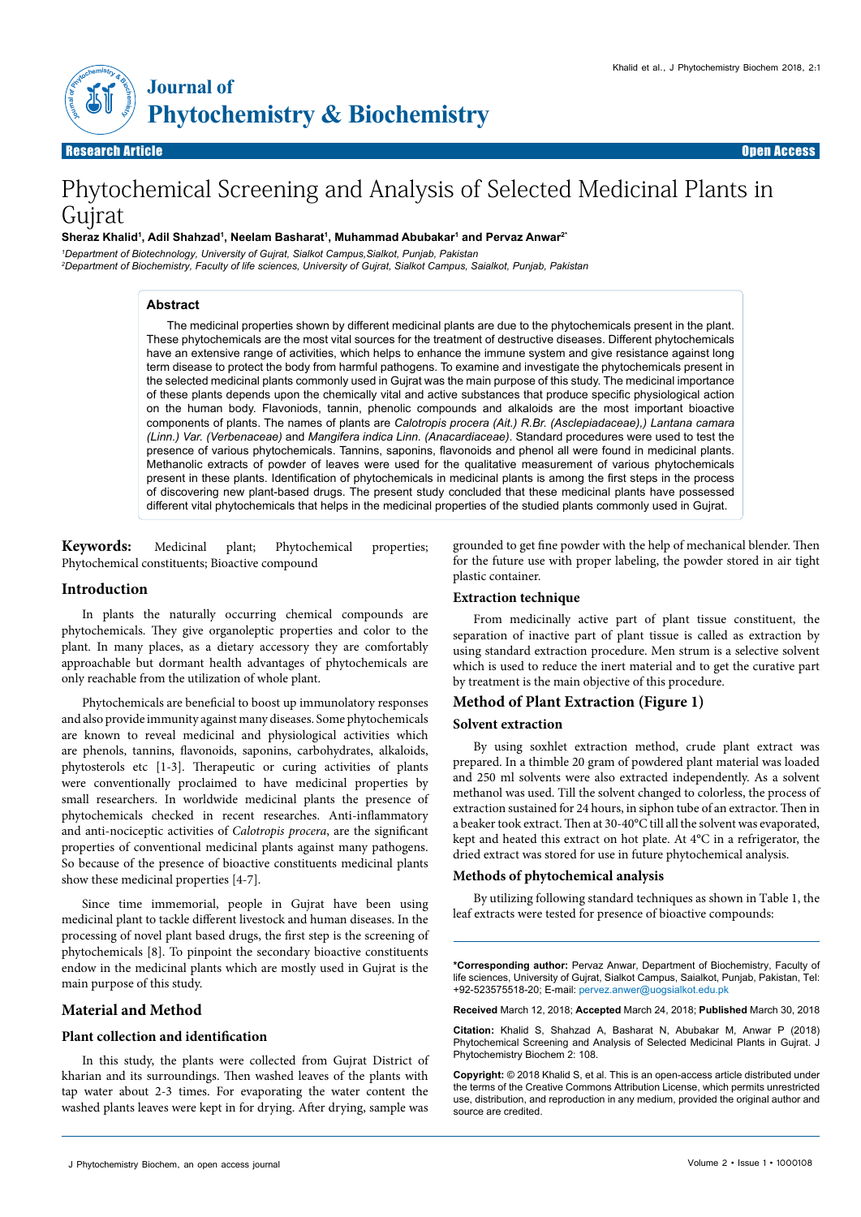# Phytochemical Screening and Analysis of Selected Medicinal Plants in Gujrat

**Sheraz Khalid[1], Adil Shahzad[1], Neelam Basharat[1], Muhammad Abubakar[1] and Pervaz Anwar[2*]**

[1]*Department of Biotechnology, University of Gujrat, Sialkot Campus,Sialkot, Punjab, Pakistan*
[2]*Department of Biochemistry, Faculty of life sciences, University of Gujrat, Sialkot Campus, Saialkot, Punjab, Pakistan*

## Abstract

The medicinal properties shown by different medicinal plants are due to the phytochemicals present in the plant. These phytochemicals are the most vital sources for the treatment of destructive diseases. Different phytochemicals have an extensive range of activities, which helps to enhance the immune system and give resistance against long term disease to protect the body from harmful pathogens. To examine and investigate the phytochemicals present in the selected medicinal plants commonly used in Gujrat was the main purpose of this study. The medicinal importance of these plants depends upon the chemically vital and active substances that produce specific physiological action on the human body. Flavoniods, tannin, phenolic compounds and alkaloids are the most important bioactive components of plants. The names of plants are *Calotropis procera (Ait.) R.Br. (Asclepiadaceae),) Lantana camara (Linn.) Var. (Verbenaceae)* and *Mangifera indica Linn. (Anacardiaceae)*. Standard procedures were used to test the presence of various phytochemicals. Tannins, saponins, flavonoids and phenol all were found in medicinal plants. Methanolic extracts of powder of leaves were used for the qualitative measurement of various phytochemicals present in these plants. Identification of phytochemicals in medicinal plants is among the first steps in the process of discovering new plant-based drugs. The present study concluded that these medicinal plants have possessed different vital phytochemicals that helps in the medicinal properties of the studied plants commonly used in Gujrat.

**Keywords:** Medicinal plant; Phytochemical properties; Phytochemical constituents; Bioactive compound

## Introduction

In plants the naturally occurring chemical compounds are phytochemicals. They give organoleptic properties and color to the plant. In many places, as a dietary accessory they are comfortably approachable but dormant health advantages of phytochemicals are only reachable from the utilization of whole plant.

Phytochemicals are beneficial to boost up immunolatory responses and also provide immunity against many diseases. Some phytochemicals are known to reveal medicinal and physiological activities which are phenols, tannins, flavonoids, saponins, carbohydrates, alkaloids, phytosterols etc [1-3]. Therapeutic or curing activities of plants were conventionally proclaimed to have medicinal properties by small researchers. In worldwide medicinal plants the presence of phytochemicals checked in recent researches. Anti-inflammatory and anti-nociceptic activities of *Calotropis procera*, are the significant properties of conventional medicinal plants against many pathogens. So because of the presence of bioactive constituents medicinal plants show these medicinal properties [4-7].

Since time immemorial, people in Gujrat have been using medicinal plant to tackle different livestock and human diseases. In the processing of novel plant based drugs, the first step is the screening of phytochemicals [8]. To pinpoint the secondary bioactive constituents endow in the medicinal plants which are mostly used in Gujrat is the main purpose of this study.

## Material and Method

### Plant collection and identification

In this study, the plants were collected from Gujrat District of kharian and its surroundings. Then washed leaves of the plants with tap water about 2-3 times. For evaporating the water content the washed plants leaves were kept in for drying. After drying, sample was grounded to get fine powder with the help of mechanical blender. Then for the future use with proper labeling, the powder stored in air tight plastic container.

### Extraction technique

From medicinally active part of plant tissue constituent, the separation of inactive part of plant tissue is called as extraction by using standard extraction procedure. Men strum is a selective solvent which is used to reduce the inert material and to get the curative part by treatment is the main objective of this procedure.

## Method of Plant Extraction (Figure 1)

### Solvent extraction

By using soxhlet extraction method, crude plant extract was prepared. In a thimble 20 gram of powdered plant material was loaded and 250 ml solvents were also extracted independently. As a solvent methanol was used. Till the solvent changed to colorless, the process of extraction sustained for 24 hours, in siphon tube of an extractor. Then in a beaker took extract. Then at 30-40°C till all the solvent was evaporated, kept and heated this extract on hot plate. At 4°C in a refrigerator, the dried extract was stored for use in future phytochemical analysis.

### Methods of phytochemical analysis

By utilizing following standard techniques as shown in Table 1, the leaf extracts were tested for presence of bioactive compounds:

---

**\*Corresponding author:** Pervaz Anwar, Department of Biochemistry, Faculty of life sciences, University of Gujrat, Sialkot Campus, Saialkot, Punjab, Pakistan, Tel: +92-523575518-20; E-mail: pervez.anwer@uogsialkot.edu.pk

**Received** March 12, 2018; **Accepted** March 24, 2018; **Published** March 30, 2018

**Citation:** Khalid S, Shahzad A, Basharat N, Abubakar M, Anwar P (2018) Phytochemical Screening and Analysis of Selected Medicinal Plants in Gujrat. J Phytochemistry Biochem 2: 108.

**Copyright:** © 2018 Khalid S, et al. This is an open-access article distributed under the terms of the Creative Commons Attribution License, which permits unrestricted use, distribution, and reproduction in any medium, provided the original author and source are credited.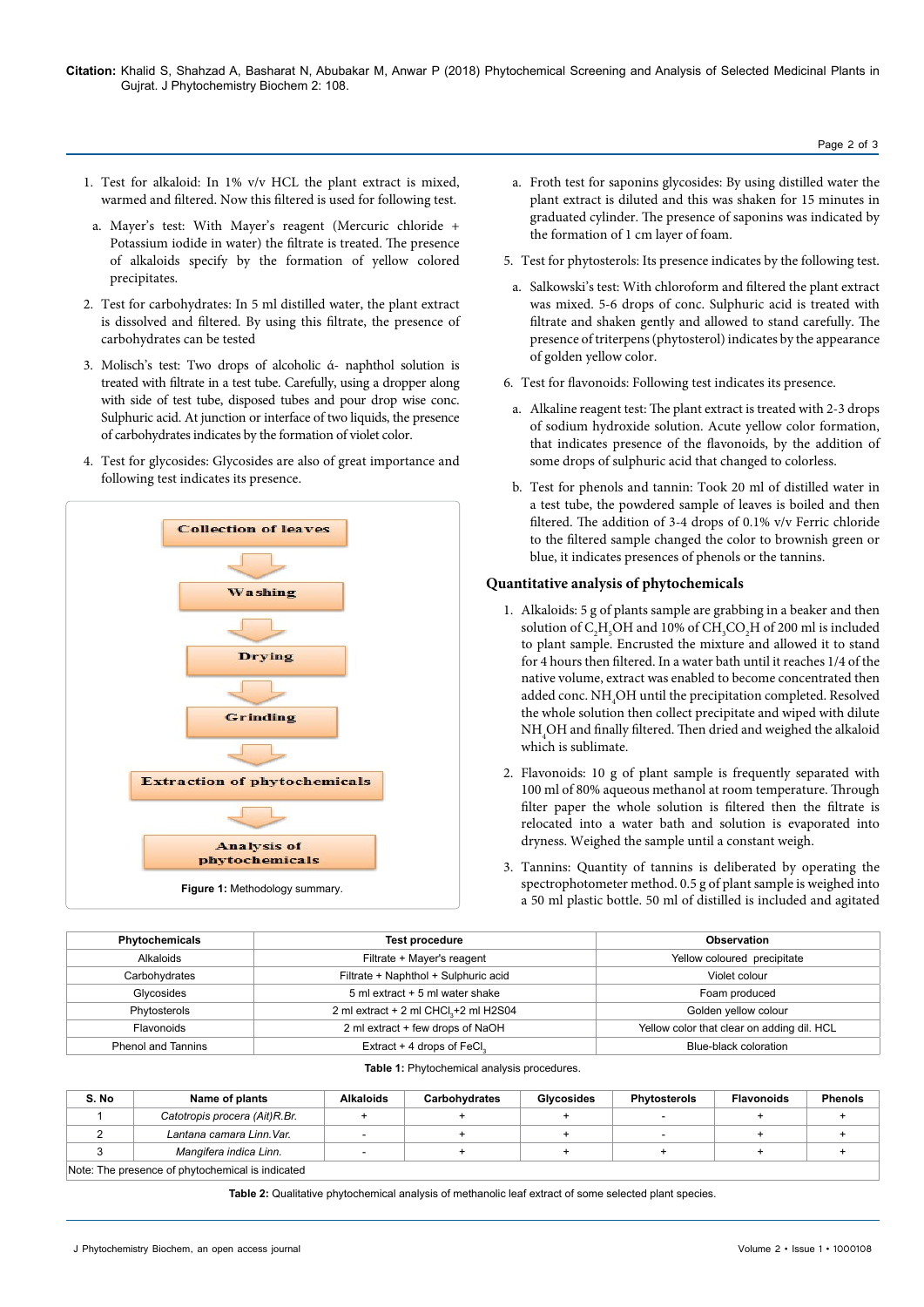1. Test for alkaloid: In 1% v/v HCL the plant extract is mixed, warmed and filtered. Now this filtered is used for following test.

   a. Mayer's test: With Mayer's reagent (Mercuric chloride + Potassium iodide in water) the filtrate is treated. The presence of alkaloids specify by the formation of yellow colored precipitates.

2. Test for carbohydrates: In 5 ml distilled water, the plant extract is dissolved and filtered. By using this filtrate, the presence of carbohydrates can be tested

3. Molisch's test: Two drops of alcoholic ά- naphthol solution is treated with filtrate in a test tube. Carefully, using a dropper along with side of test tube, disposed tubes and pour drop wise conc. Sulphuric acid. At junction or interface of two liquids, the presence of carbohydrates indicates by the formation of violet color.

4. Test for glycosides: Glycosides are also of great importance and following test indicates its presence.

Collection of leaves → Washing → Drying → Grinding → Extraction of phytochemicals → Analysis of phytochemicals

**Figure 1:** Methodology summary.

   a. Froth test for saponins glycosides: By using distilled water the plant extract is diluted and this was shaken for 15 minutes in graduated cylinder. The presence of saponins was indicated by the formation of 1 cm layer of foam.

5. Test for phytosterols: Its presence indicates by the following test.

   a. Salkowski's test: With chloroform and filtered the plant extract was mixed. 5-6 drops of conc. Sulphuric acid is treated with filtrate and shaken gently and allowed to stand carefully. The presence of triterpens (phytosterol) indicates by the appearance of golden yellow color.

6. Test for flavonoids: Following test indicates its presence.

   a. Alkaline reagent test: The plant extract is treated with 2-3 drops of sodium hydroxide solution. Acute yellow color formation, that indicates presence of the flavonoids, by the addition of some drops of sulphuric acid that changed to colorless.

   b. Test for phenols and tannin: Took 20 ml of distilled water in a test tube, the powdered sample of leaves is boiled and then filtered. The addition of 3-4 drops of 0.1% v/v Ferric chloride to the filtered sample changed the color to brownish green or blue, it indicates presences of phenols or the tannins.

## Quantitative analysis of phytochemicals

1. Alkaloids: 5 g of plants sample are grabbing in a beaker and then solution of $C_2H_5OH$ and 10% of $CH_3CO_2H$ of 200 ml is included to plant sample. Encrusted the mixture and allowed it to stand for 4 hours then filtered. In a water bath until it reaches 1/4 of the native volume, extract was enabled to become concentrated then added conc. $NH_4OH$ until the precipitation completed. Resolved the whole solution then collect precipitate and wiped with dilute $NH_4OH$ and finally filtered. Then dried and weighed the alkaloid which is sublimate.

2. Flavonoids: 10 g of plant sample is frequently separated with 100 ml of 80% aqueous methanol at room temperature. Through filter paper the whole solution is filtered then the filtrate is relocated into a water bath and solution is evaporated into dryness. Weighed the sample until a constant weigh.

3. Tannins: Quantity of tannins is deliberated by operating the spectrophotometer method. 0.5 g of plant sample is weighed into a 50 ml plastic bottle. 50 ml of distilled is included and agitated

| Phytochemicals | Test procedure | Observation |
|---|---|---|
| Alkaloids | Filtrate + Mayer's reagent | Yellow coloured precipitate |
| Carbohydrates | Filtrate + Naphthol + Sulphuric acid | Violet colour |
| Glycosides | 5 ml extract + 5 ml water shake | Foam produced |
| Phytosterols | 2 ml extract + 2 ml $CHCl_3$+2 ml H2S04 | Golden yellow colour |
| Flavonoids | 2 ml extract + few drops of NaOH | Yellow color that clear on adding dil. HCL |
| Phenol and Tannins | Extract + 4 drops of $FeCl_3$ | Blue-black coloration |

**Table 1:** Phytochemical analysis procedures.

| S. No | Name of plants | Alkaloids | Carbohydrates | Glycosides | Phytosterols | Flavonoids | Phenols |
|---|---|---|---|---|---|---|---|
| 1 | *Catotropis procera (Ait)R.Br.* | + | + | + | - | + | + |
| 2 | *Lantana camara Linn.Var.* | - | + | + | - | + | + |
| 3 | *Mangifera indica Linn.* | - | + | + | + | + | + |
| Note: The presence of phytochemical is indicated | | | | | | | |

**Table 2:** Qualitative phytochemical analysis of methanolic leaf extract of some selected plant species.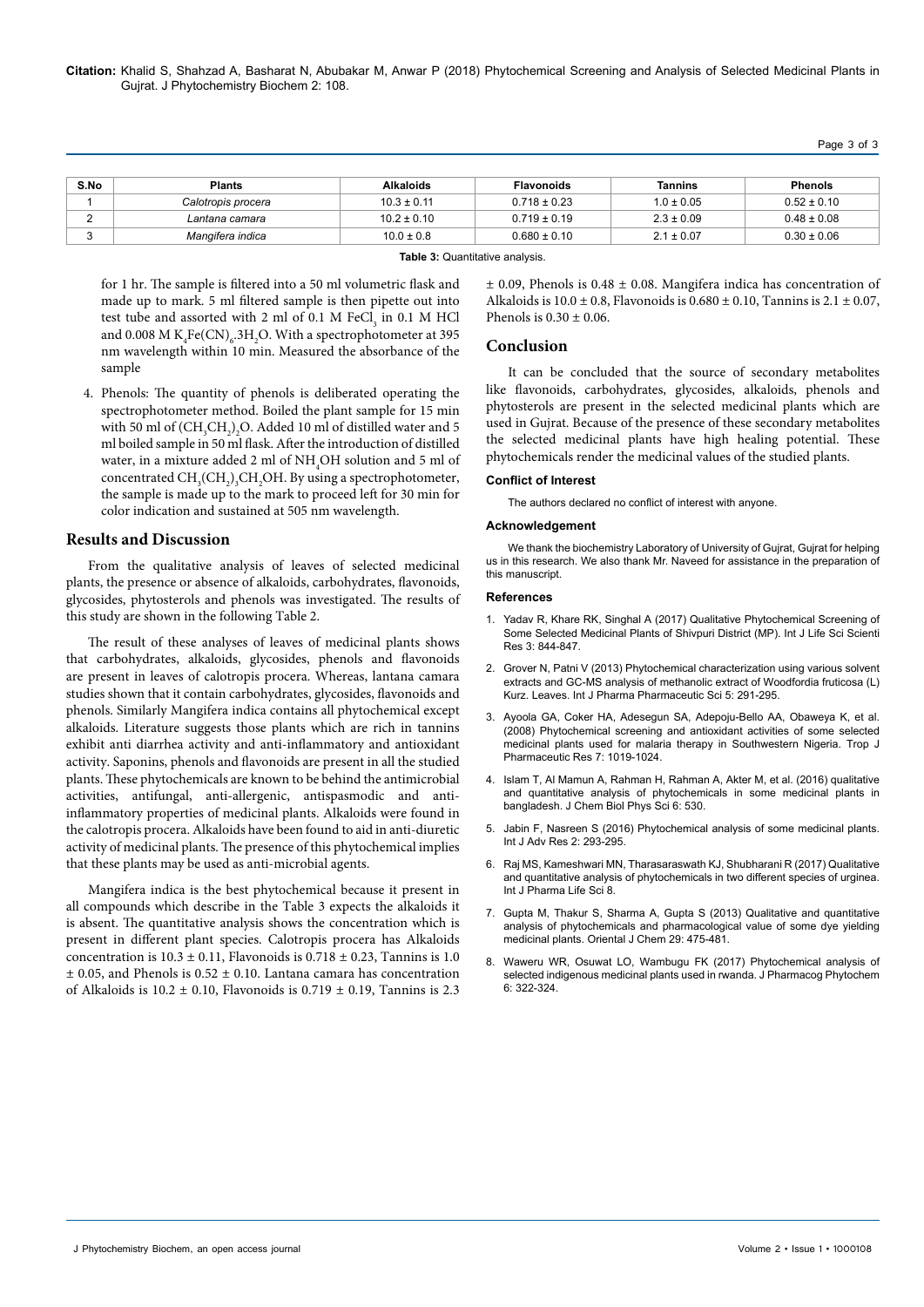| S.No | Plants | Alkaloids | Flavonoids | Tannins | Phenols |
|---|---|---|---|---|---|
| 1 | *Calotropis procera* | 10.3 ± 0.11 | 0.718 ± 0.23 | 1.0 ± 0.05 | 0.52 ± 0.10 |
| 2 | *Lantana camara* | 10.2 ± 0.10 | 0.719 ± 0.19 | 2.3 ± 0.09 | 0.48 ± 0.08 |
| 3 | *Mangifera indica* | 10.0 ± 0.8 | 0.680 ± 0.10 | 2.1 ± 0.07 | 0.30 ± 0.06 |

**Table 3:** Quantitative analysis.

for 1 hr. The sample is filtered into a 50 ml volumetric flask and made up to mark. 5 ml filtered sample is then pipette out into test tube and assorted with 2 ml of 0.1 M $FeCl_3$ in 0.1 M HCl and 0.008 M $K_4Fe(CN)_6.3H_2O$. With a spectrophotometer at 395 nm wavelength within 10 min. Measured the absorbance of the sample

4. Phenols: The quantity of phenols is deliberated operating the spectrophotometer method. Boiled the plant sample for 15 min with 50 ml of $(CH_3CH_2)_2O$. Added 10 ml of distilled water and 5 ml boiled sample in 50 ml flask. After the introduction of distilled water, in a mixture added 2 ml of $NH_4OH$ solution and 5 ml of concentrated $CH_3(CH_2)_3CH_2OH$. By using a spectrophotometer, the sample is made up to the mark to proceed left for 30 min for color indication and sustained at 505 nm wavelength.

## Results and Discussion

From the qualitative analysis of leaves of selected medicinal plants, the presence or absence of alkaloids, carbohydrates, flavonoids, glycosides, phytosterols and phenols was investigated. The results of this study are shown in the following Table 2.

The result of these analyses of leaves of medicinal plants shows that carbohydrates, alkaloids, glycosides, phenols and flavonoids are present in leaves of calotropis procera. Whereas, lantana camara studies shown that it contain carbohydrates, glycosides, flavonoids and phenols. Similarly Mangifera indica contains all phytochemical except alkaloids. Literature suggests those plants which are rich in tannins exhibit anti diarrhea activity and anti-inflammatory and antioxidant activity. Saponins, phenols and flavonoids are present in all the studied plants. These phytochemicals are known to be behind the antimicrobial activities, antifungal, anti-allergenic, antispasmodic and anti-inflammatory properties of medicinal plants. Alkaloids were found in the calotropis procera. Alkaloids have been found to aid in anti-diuretic activity of medicinal plants. The presence of this phytochemical implies that these plants may be used as anti-microbial agents.

Mangifera indica is the best phytochemical because it present in all compounds which describe in the Table 3 expects the alkaloids it is absent. The quantitative analysis shows the concentration which is present in different plant species. Calotropis procera has Alkaloids concentration is 10.3 ± 0.11, Flavonoids is 0.718 ± 0.23, Tannins is 1.0 ± 0.05, and Phenols is 0.52 ± 0.10. Lantana camara has concentration of Alkaloids is 10.2 ± 0.10, Flavonoids is 0.719 ± 0.19, Tannins is 2.3 ± 0.09, Phenols is 0.48 ± 0.08. Mangifera indica has concentration of Alkaloids is 10.0 ± 0.8, Flavonoids is 0.680 ± 0.10, Tannins is 2.1 ± 0.07, Phenols is 0.30 ± 0.06.

## Conclusion

It can be concluded that the source of secondary metabolites like flavonoids, carbohydrates, glycosides, alkaloids, phenols and phytosterols are present in the selected medicinal plants which are used in Gujrat. Because of the presence of these secondary metabolites the selected medicinal plants have high healing potential. These phytochemicals render the medicinal values of the studied plants.

### Conflict of Interest

The authors declared no conflict of interest with anyone.

### Acknowledgement

We thank the biochemistry Laboratory of University of Gujrat, Gujrat for helping us in this research. We also thank Mr. Naveed for assistance in the preparation of this manuscript.

### References

1. Yadav R, Khare RK, Singhal A (2017) Qualitative Phytochemical Screening of Some Selected Medicinal Plants of Shivpuri District (MP). Int J Life Sci Scienti Res 3: 844-847.
2. Grover N, Patni V (2013) Phytochemical characterization using various solvent extracts and GC-MS analysis of methanolic extract of Woodfordia fruticosa (L) Kurz. Leaves. Int J Pharma Pharmaceutic Sci 5: 291-295.
3. Ayoola GA, Coker HA, Adesegun SA, Adepoju-Bello AA, Obaweya K, et al. (2008) Phytochemical screening and antioxidant activities of some selected medicinal plants used for malaria therapy in Southwestern Nigeria. Trop J Pharmaceutic Res 7: 1019-1024.
4. Islam T, Al Mamun A, Rahman H, Rahman A, Akter M, et al. (2016) qualitative and quantitative analysis of phytochemicals in some medicinal plants in bangladesh. J Chem Biol Phys Sci 6: 530.
5. Jabin F, Nasreen S (2016) Phytochemical analysis of some medicinal plants. Int J Adv Res 2: 293-295.
6. Raj MS, Kameshwari MN, Tharasaraswath KJ, Shubharani R (2017) Qualitative and quantitative analysis of phytochemicals in two different species of urginea. Int J Pharma Life Sci 8.
7. Gupta M, Thakur S, Sharma A, Gupta S (2013) Qualitative and quantitative analysis of phytochemicals and pharmacological value of some dye yielding medicinal plants. Oriental J Chem 29: 475-481.
8. Waweru WR, Osuwat LO, Wambugu FK (2017) Phytochemical analysis of selected indigenous medicinal plants used in rwanda. J Pharmacog Phytochem 6: 322-324.